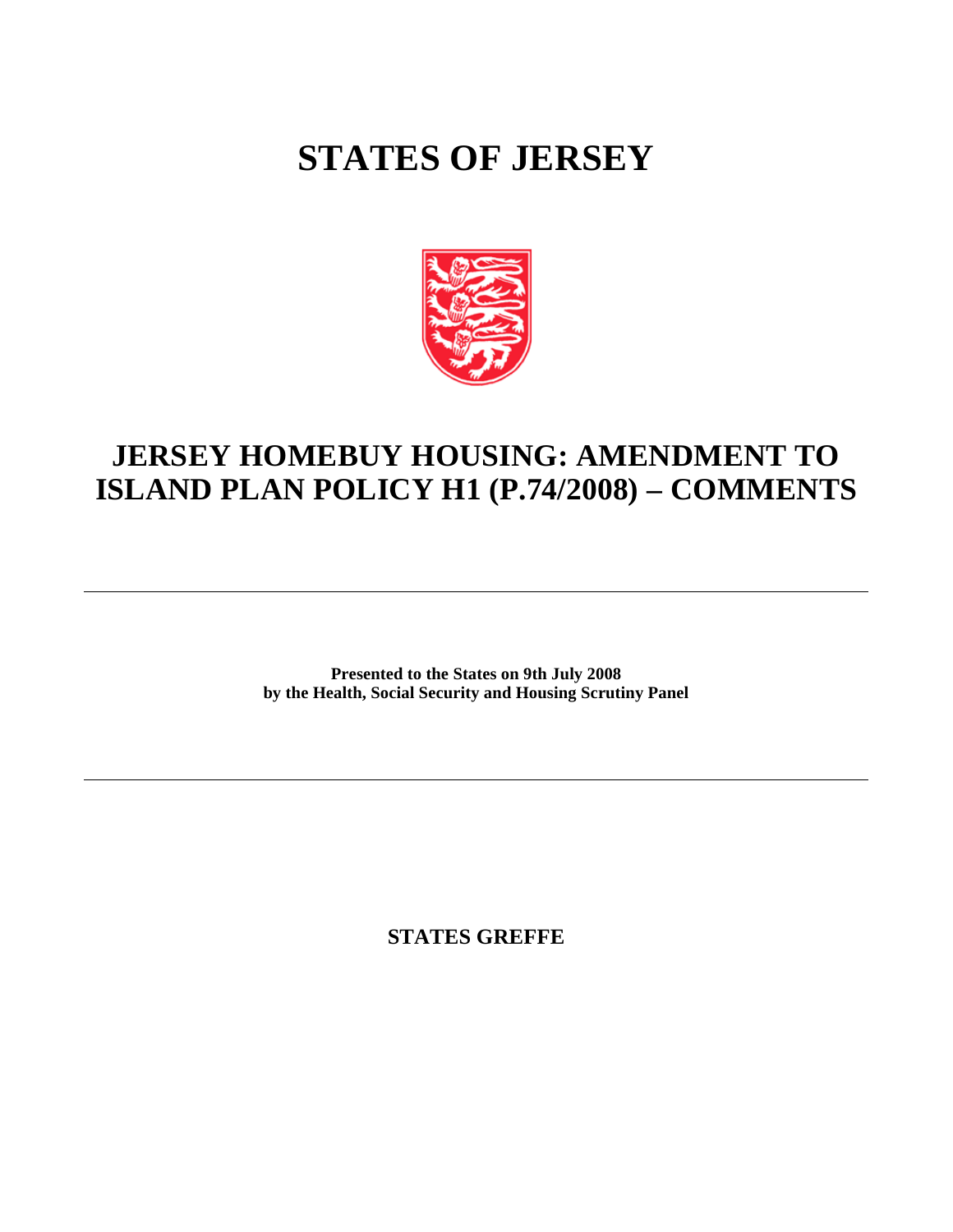# STATES OF JERSEY

## JERSEY HOMEBUY HOUSING: AMENDMENT TO ISLAND PLAN POLICY H1 (P.74/2008) – COMMENTS

---

**Presented to the States on 9th July 2008**
**by the Health, Social Security and Housing Scrutiny Panel**

---

**STATES GREFFE**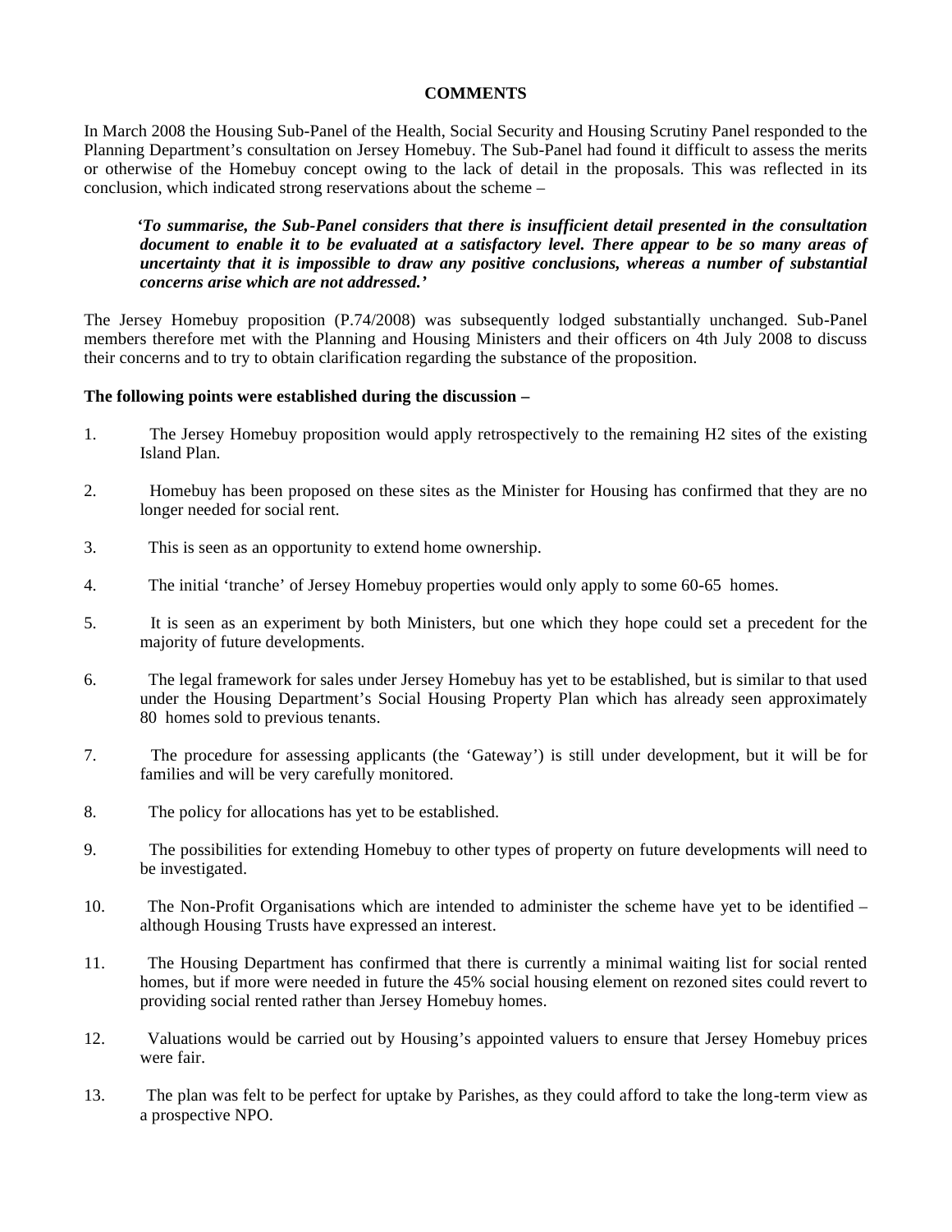**COMMENTS**

In March 2008 the Housing Sub-Panel of the Health, Social Security and Housing Scrutiny Panel responded to the Planning Department's consultation on Jersey Homebuy. The Sub-Panel had found it difficult to assess the merits or otherwise of the Homebuy concept owing to the lack of detail in the proposals. This was reflected in its conclusion, which indicated strong reservations about the scheme –

> ***'To summarise, the Sub-Panel considers that there is insufficient detail presented in the consultation document to enable it to be evaluated at a satisfactory level. There appear to be so many areas of uncertainty that it is impossible to draw any positive conclusions, whereas a number of substantial concerns arise which are not addressed.'***

The Jersey Homebuy proposition (P.74/2008) was subsequently lodged substantially unchanged. Sub-Panel members therefore met with the Planning and Housing Ministers and their officers on 4th July 2008 to discuss their concerns and to try to obtain clarification regarding the substance of the proposition.

**The following points were established during the discussion –**

1. The Jersey Homebuy proposition would apply retrospectively to the remaining H2 sites of the existing Island Plan.
2. Homebuy has been proposed on these sites as the Minister for Housing has confirmed that they are no longer needed for social rent.
3. This is seen as an opportunity to extend home ownership.
4. The initial 'tranche' of Jersey Homebuy properties would only apply to some 60-65 homes.
5. It is seen as an experiment by both Ministers, but one which they hope could set a precedent for the majority of future developments.
6. The legal framework for sales under Jersey Homebuy has yet to be established, but is similar to that used under the Housing Department's Social Housing Property Plan which has already seen approximately 80 homes sold to previous tenants.
7. The procedure for assessing applicants (the 'Gateway') is still under development, but it will be for families and will be very carefully monitored.
8. The policy for allocations has yet to be established.
9. The possibilities for extending Homebuy to other types of property on future developments will need to be investigated.
10. The Non-Profit Organisations which are intended to administer the scheme have yet to be identified – although Housing Trusts have expressed an interest.
11. The Housing Department has confirmed that there is currently a minimal waiting list for social rented homes, but if more were needed in future the 45% social housing element on rezoned sites could revert to providing social rented rather than Jersey Homebuy homes.
12. Valuations would be carried out by Housing's appointed valuers to ensure that Jersey Homebuy prices were fair.
13. The plan was felt to be perfect for uptake by Parishes, as they could afford to take the long-term view as a prospective NPO.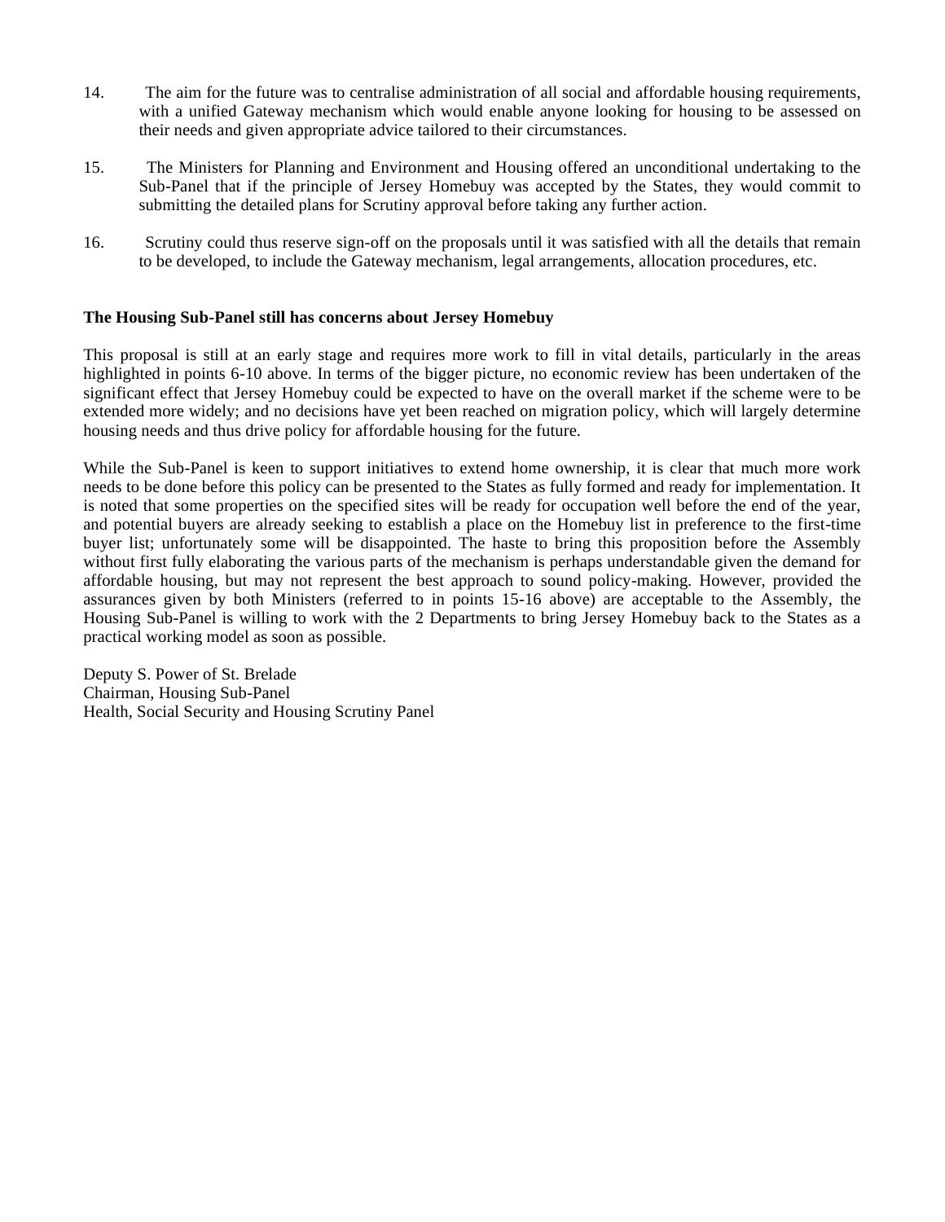14. The aim for the future was to centralise administration of all social and affordable housing requirements, with a unified Gateway mechanism which would enable anyone looking for housing to be assessed on their needs and given appropriate advice tailored to their circumstances.

15. The Ministers for Planning and Environment and Housing offered an unconditional undertaking to the Sub-Panel that if the principle of Jersey Homebuy was accepted by the States, they would commit to submitting the detailed plans for Scrutiny approval before taking any further action.

16. Scrutiny could thus reserve sign-off on the proposals until it was satisfied with all the details that remain to be developed, to include the Gateway mechanism, legal arrangements, allocation procedures, etc.

**The Housing Sub-Panel still has concerns about Jersey Homebuy**

This proposal is still at an early stage and requires more work to fill in vital details, particularly in the areas highlighted in points 6-10 above. In terms of the bigger picture, no economic review has been undertaken of the significant effect that Jersey Homebuy could be expected to have on the overall market if the scheme were to be extended more widely; and no decisions have yet been reached on migration policy, which will largely determine housing needs and thus drive policy for affordable housing for the future.

While the Sub-Panel is keen to support initiatives to extend home ownership, it is clear that much more work needs to be done before this policy can be presented to the States as fully formed and ready for implementation. It is noted that some properties on the specified sites will be ready for occupation well before the end of the year, and potential buyers are already seeking to establish a place on the Homebuy list in preference to the first-time buyer list; unfortunately some will be disappointed. The haste to bring this proposition before the Assembly without first fully elaborating the various parts of the mechanism is perhaps understandable given the demand for affordable housing, but may not represent the best approach to sound policy-making. However, provided the assurances given by both Ministers (referred to in points 15-16 above) are acceptable to the Assembly, the Housing Sub-Panel is willing to work with the 2 Departments to bring Jersey Homebuy back to the States as a practical working model as soon as possible.

Deputy S. Power of St. Brelade
Chairman, Housing Sub-Panel
Health, Social Security and Housing Scrutiny Panel